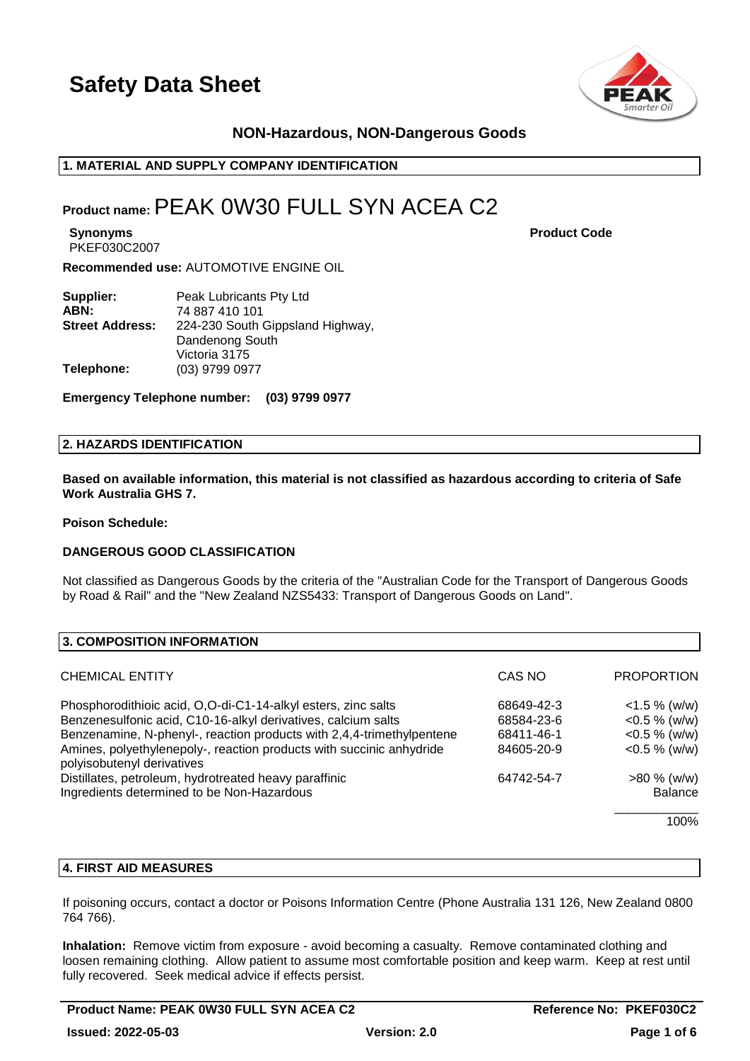# Safety Data Sheet

**NON-Hazardous, NON-Dangerous Goods**

## 1. MATERIAL AND SUPPLY COMPANY IDENTIFICATION

**Product name:** PEAK 0W30 FULL SYN ACEA C2

**Synonyms**
PKEF030C2007

**Product Code**

**Recommended use:** AUTOMOTIVE ENGINE OIL

| | |
|---|---|
| **Supplier:** | Peak Lubricants Pty Ltd |
| **ABN:** | 74 887 410 101 |
| **Street Address:** | 224-230 South Gippsland Highway, Dandenong South Victoria 3175 |
| **Telephone:** | (03) 9799 0977 |

**Emergency Telephone number: (03) 9799 0977**

## 2. HAZARDS IDENTIFICATION

**Based on available information, this material is not classified as hazardous according to criteria of Safe Work Australia GHS 7.**

**Poison Schedule:**

**DANGEROUS GOOD CLASSIFICATION**

Not classified as Dangerous Goods by the criteria of the "Australian Code for the Transport of Dangerous Goods by Road & Rail" and the "New Zealand NZS5433: Transport of Dangerous Goods on Land".

## 3. COMPOSITION INFORMATION

| CHEMICAL ENTITY | CAS NO | PROPORTION |
|---|---|---|
| Phosphorodithioic acid, O,O-di-C1-14-alkyl esters, zinc salts | 68649-42-3 | <1.5 % (w/w) |
| Benzenesulfonic acid, C10-16-alkyl derivatives, calcium salts | 68584-23-6 | <0.5 % (w/w) |
| Benzenamine, N-phenyl-, reaction products with 2,4,4-trimethylpentene | 68411-46-1 | <0.5 % (w/w) |
| Amines, polyethylenepoly-, reaction products with succinic anhydride polyisobutenyl derivatives | 84605-20-9 | <0.5 % (w/w) |
| Distillates, petroleum, hydrotreated heavy paraffinic | 64742-54-7 | >80 % (w/w) |
| Ingredients determined to be Non-Hazardous | | Balance |
| | | 100% |

## 4. FIRST AID MEASURES

If poisoning occurs, contact a doctor or Poisons Information Centre (Phone Australia 131 126, New Zealand 0800 764 766).

**Inhalation:** Remove victim from exposure - avoid becoming a casualty. Remove contaminated clothing and loosen remaining clothing. Allow patient to assume most comfortable position and keep warm. Keep at rest until fully recovered. Seek medical advice if effects persist.

**Product Name: PEAK 0W30 FULL SYN ACEA C2** | **Reference No: PKEF030C2**

**Issued: 2022-05-03** | **Version: 2.0**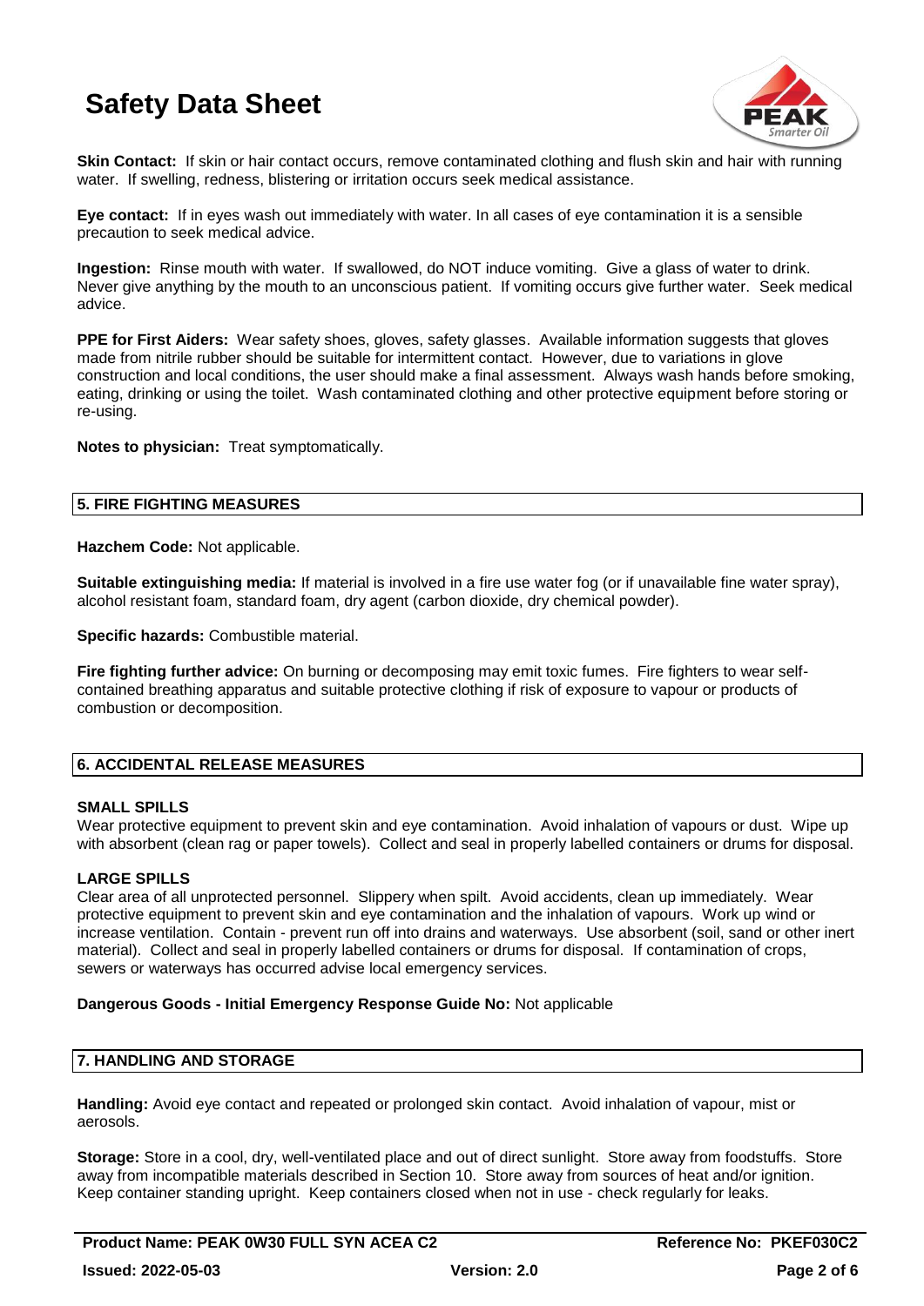**Skin Contact:** If skin or hair contact occurs, remove contaminated clothing and flush skin and hair with running water. If swelling, redness, blistering or irritation occurs seek medical assistance.

**Eye contact:** If in eyes wash out immediately with water. In all cases of eye contamination it is a sensible precaution to seek medical advice.

**Ingestion:** Rinse mouth with water. If swallowed, do NOT induce vomiting. Give a glass of water to drink. Never give anything by the mouth to an unconscious patient. If vomiting occurs give further water. Seek medical advice.

**PPE for First Aiders:** Wear safety shoes, gloves, safety glasses. Available information suggests that gloves made from nitrile rubber should be suitable for intermittent contact. However, due to variations in glove construction and local conditions, the user should make a final assessment. Always wash hands before smoking, eating, drinking or using the toilet. Wash contaminated clothing and other protective equipment before storing or re-using.

**Notes to physician:** Treat symptomatically.

## 5. FIRE FIGHTING MEASURES

**Hazchem Code:** Not applicable.

**Suitable extinguishing media:** If material is involved in a fire use water fog (or if unavailable fine water spray), alcohol resistant foam, standard foam, dry agent (carbon dioxide, dry chemical powder).

**Specific hazards:** Combustible material.

**Fire fighting further advice:** On burning or decomposing may emit toxic fumes. Fire fighters to wear self-contained breathing apparatus and suitable protective clothing if risk of exposure to vapour or products of combustion or decomposition.

## 6. ACCIDENTAL RELEASE MEASURES

### SMALL SPILLS

Wear protective equipment to prevent skin and eye contamination. Avoid inhalation of vapours or dust. Wipe up with absorbent (clean rag or paper towels). Collect and seal in properly labelled containers or drums for disposal.

### LARGE SPILLS

Clear area of all unprotected personnel. Slippery when spilt. Avoid accidents, clean up immediately. Wear protective equipment to prevent skin and eye contamination and the inhalation of vapours. Work up wind or increase ventilation. Contain - prevent run off into drains and waterways. Use absorbent (soil, sand or other inert material). Collect and seal in properly labelled containers or drums for disposal. If contamination of crops, sewers or waterways has occurred advise local emergency services.

**Dangerous Goods - Initial Emergency Response Guide No:** Not applicable

## 7. HANDLING AND STORAGE

**Handling:** Avoid eye contact and repeated or prolonged skin contact. Avoid inhalation of vapour, mist or aerosols.

**Storage:** Store in a cool, dry, well-ventilated place and out of direct sunlight. Store away from foodstuffs. Store away from incompatible materials described in Section 10. Store away from sources of heat and/or ignition. Keep container standing upright. Keep containers closed when not in use - check regularly for leaks.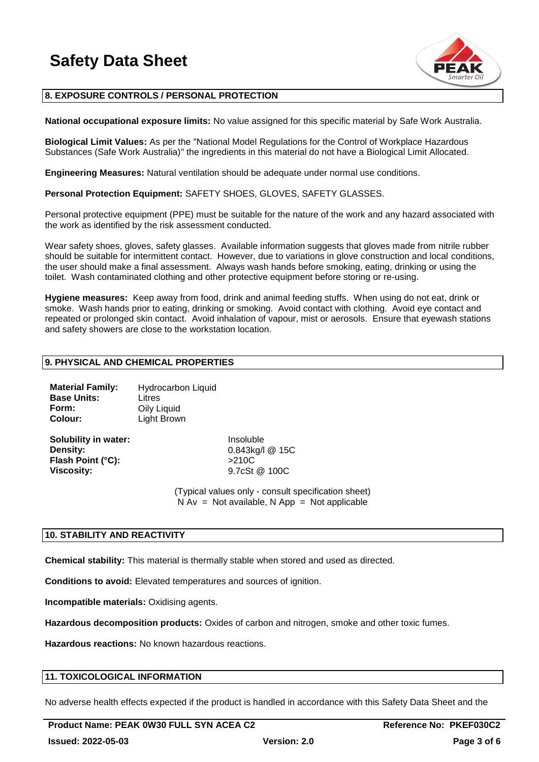## 8. EXPOSURE CONTROLS / PERSONAL PROTECTION

**National occupational exposure limits:** No value assigned for this specific material by Safe Work Australia.

**Biological Limit Values:** As per the "National Model Regulations for the Control of Workplace Hazardous Substances (Safe Work Australia)" the ingredients in this material do not have a Biological Limit Allocated.

**Engineering Measures:** Natural ventilation should be adequate under normal use conditions.

**Personal Protection Equipment:** SAFETY SHOES, GLOVES, SAFETY GLASSES.

Personal protective equipment (PPE) must be suitable for the nature of the work and any hazard associated with the work as identified by the risk assessment conducted.

Wear safety shoes, gloves, safety glasses. Available information suggests that gloves made from nitrile rubber should be suitable for intermittent contact. However, due to variations in glove construction and local conditions, the user should make a final assessment. Always wash hands before smoking, eating, drinking or using the toilet. Wash contaminated clothing and other protective equipment before storing or re-using.

**Hygiene measures:** Keep away from food, drink and animal feeding stuffs. When using do not eat, drink or smoke. Wash hands prior to eating, drinking or smoking. Avoid contact with clothing. Avoid eye contact and repeated or prolonged skin contact. Avoid inhalation of vapour, mist or aerosols. Ensure that eyewash stations and safety showers are close to the workstation location.

## 9. PHYSICAL AND CHEMICAL PROPERTIES

**Material Family:** Hydrocarbon Liquid
**Base Units:** Litres
**Form:** Oily Liquid
**Colour:** Light Brown

**Solubility in water:** Insoluble
**Density:** 0.843kg/l @ 15C
**Flash Point (°C):** >210C
**Viscosity:** 9.7cSt @ 100C

(Typical values only - consult specification sheet)
N Av = Not available, N App = Not applicable

## 10. STABILITY AND REACTIVITY

**Chemical stability:** This material is thermally stable when stored and used as directed.

**Conditions to avoid:** Elevated temperatures and sources of ignition.

**Incompatible materials:** Oxidising agents.

**Hazardous decomposition products:** Oxides of carbon and nitrogen, smoke and other toxic fumes.

**Hazardous reactions:** No known hazardous reactions.

## 11. TOXICOLOGICAL INFORMATION

No adverse health effects expected if the product is handled in accordance with this Safety Data Sheet and the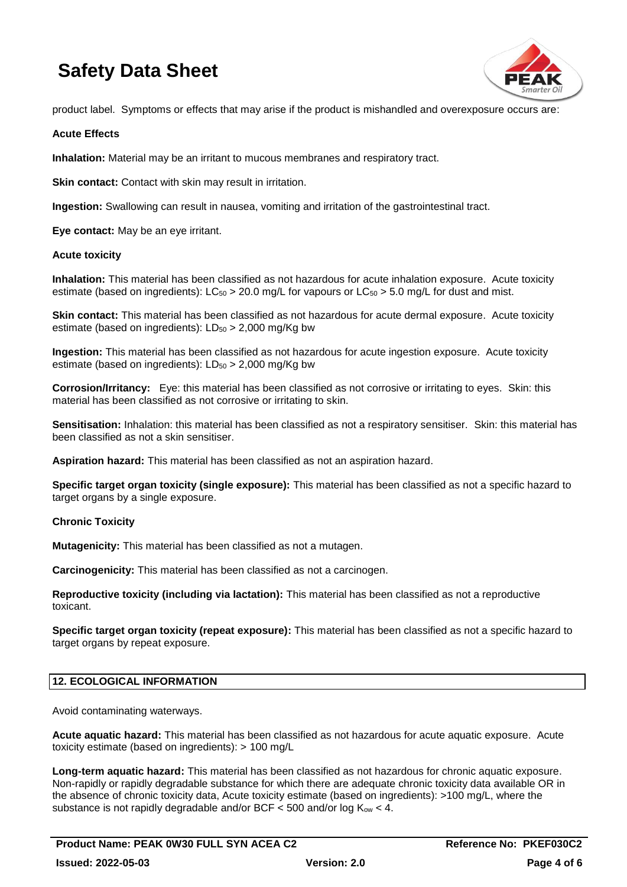product label. Symptoms or effects that may arise if the product is mishandled and overexposure occurs are:

**Acute Effects**

**Inhalation:** Material may be an irritant to mucous membranes and respiratory tract.

**Skin contact:** Contact with skin may result in irritation.

**Ingestion:** Swallowing can result in nausea, vomiting and irritation of the gastrointestinal tract.

**Eye contact:** May be an eye irritant.

**Acute toxicity**

**Inhalation:** This material has been classified as not hazardous for acute inhalation exposure. Acute toxicity estimate (based on ingredients): $LC_{50}$ > 20.0 mg/L for vapours or $LC_{50}$ > 5.0 mg/L for dust and mist.

**Skin contact:** This material has been classified as not hazardous for acute dermal exposure. Acute toxicity estimate (based on ingredients): $LD_{50}$ > 2,000 mg/Kg bw

**Ingestion:** This material has been classified as not hazardous for acute ingestion exposure. Acute toxicity estimate (based on ingredients): $LD_{50}$ > 2,000 mg/Kg bw

**Corrosion/Irritancy:** Eye: this material has been classified as not corrosive or irritating to eyes. Skin: this material has been classified as not corrosive or irritating to skin.

**Sensitisation:** Inhalation: this material has been classified as not a respiratory sensitiser. Skin: this material has been classified as not a skin sensitiser.

**Aspiration hazard:** This material has been classified as not an aspiration hazard.

**Specific target organ toxicity (single exposure):** This material has been classified as not a specific hazard to target organs by a single exposure.

**Chronic Toxicity**

**Mutagenicity:** This material has been classified as not a mutagen.

**Carcinogenicity:** This material has been classified as not a carcinogen.

**Reproductive toxicity (including via lactation):** This material has been classified as not a reproductive toxicant.

**Specific target organ toxicity (repeat exposure):** This material has been classified as not a specific hazard to target organs by repeat exposure.

## 12. ECOLOGICAL INFORMATION

Avoid contaminating waterways.

**Acute aquatic hazard:** This material has been classified as not hazardous for acute aquatic exposure. Acute toxicity estimate (based on ingredients): > 100 mg/L

**Long-term aquatic hazard:** This material has been classified as not hazardous for chronic aquatic exposure. Non-rapidly or rapidly degradable substance for which there are adequate chronic toxicity data available OR in the absence of chronic toxicity data, Acute toxicity estimate (based on ingredients): >100 mg/L, where the substance is not rapidly degradable and/or BCF < 500 and/or log $K_{ow}$ < 4.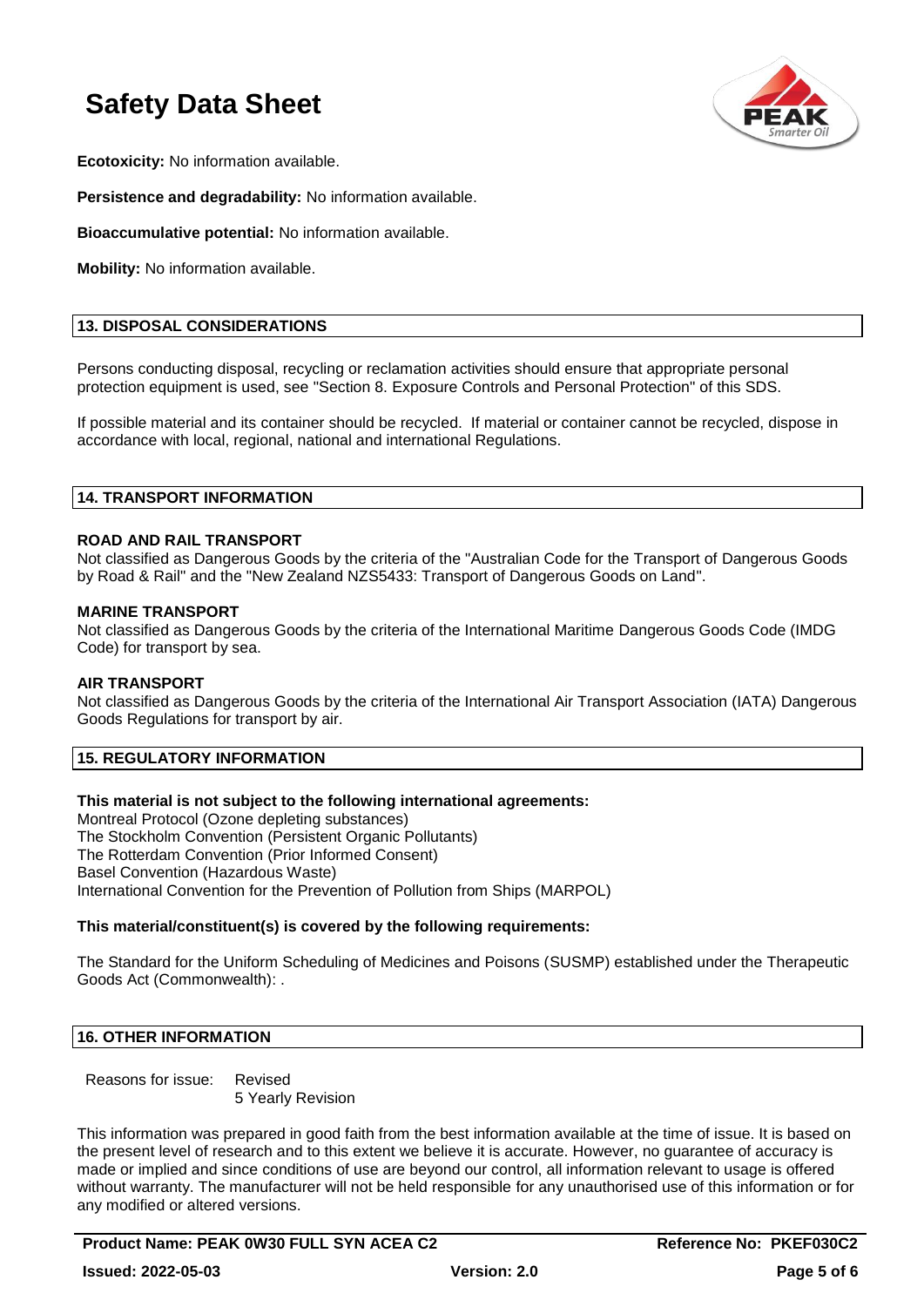**Ecotoxicity:** No information available.

**Persistence and degradability:** No information available.

**Bioaccumulative potential:** No information available.

**Mobility:** No information available.

## 13. DISPOSAL CONSIDERATIONS

Persons conducting disposal, recycling or reclamation activities should ensure that appropriate personal protection equipment is used, see "Section 8. Exposure Controls and Personal Protection" of this SDS.

If possible material and its container should be recycled. If material or container cannot be recycled, dispose in accordance with local, regional, national and international Regulations.

## 14. TRANSPORT INFORMATION

**ROAD AND RAIL TRANSPORT**
Not classified as Dangerous Goods by the criteria of the "Australian Code for the Transport of Dangerous Goods by Road & Rail" and the "New Zealand NZS5433: Transport of Dangerous Goods on Land".

**MARINE TRANSPORT**
Not classified as Dangerous Goods by the criteria of the International Maritime Dangerous Goods Code (IMDG Code) for transport by sea.

**AIR TRANSPORT**
Not classified as Dangerous Goods by the criteria of the International Air Transport Association (IATA) Dangerous Goods Regulations for transport by air.

## 15. REGULATORY INFORMATION

**This material is not subject to the following international agreements:**
Montreal Protocol (Ozone depleting substances)
The Stockholm Convention (Persistent Organic Pollutants)
The Rotterdam Convention (Prior Informed Consent)
Basel Convention (Hazardous Waste)
International Convention for the Prevention of Pollution from Ships (MARPOL)

**This material/constituent(s) is covered by the following requirements:**

The Standard for the Uniform Scheduling of Medicines and Poisons (SUSMP) established under the Therapeutic Goods Act (Commonwealth): .

## 16. OTHER INFORMATION

Reasons for issue: Revised
5 Yearly Revision

This information was prepared in good faith from the best information available at the time of issue. It is based on the present level of research and to this extent we believe it is accurate. However, no guarantee of accuracy is made or implied and since conditions of use are beyond our control, all information relevant to usage is offered without warranty. The manufacturer will not be held responsible for any unauthorised use of this information or for any modified or altered versions.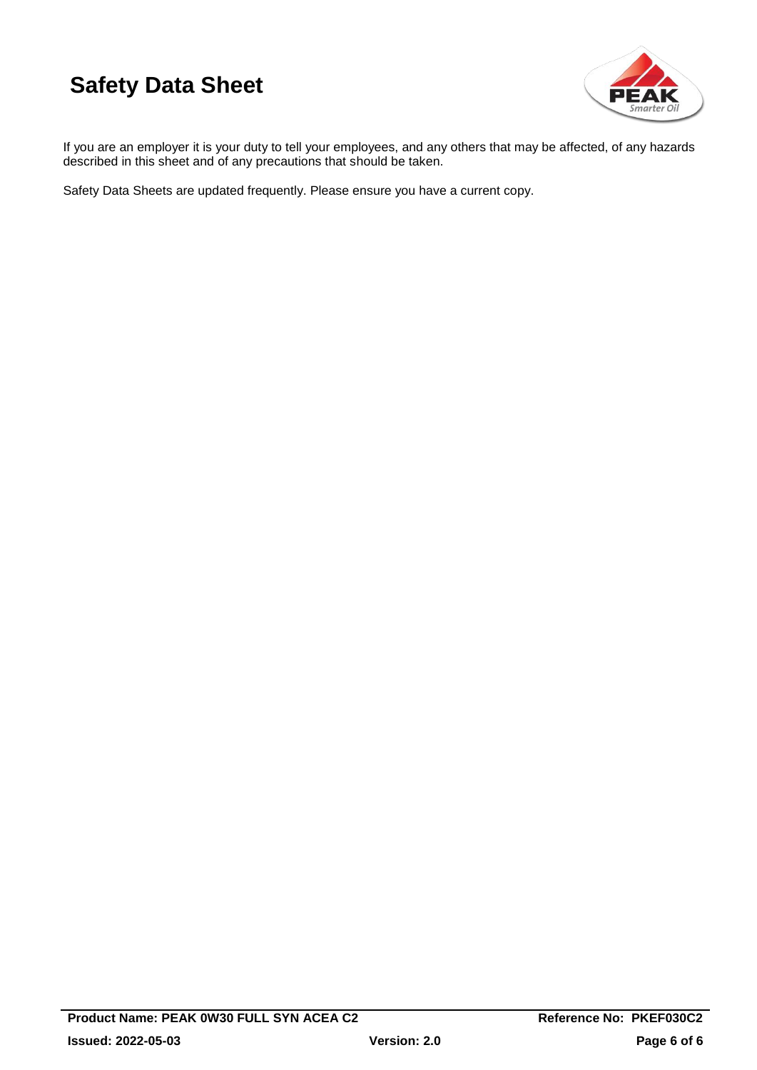If you are an employer it is your duty to tell your employees, and any others that may be affected, of any hazards described in this sheet and of any precautions that should be taken.

Safety Data Sheets are updated frequently. Please ensure you have a current copy.